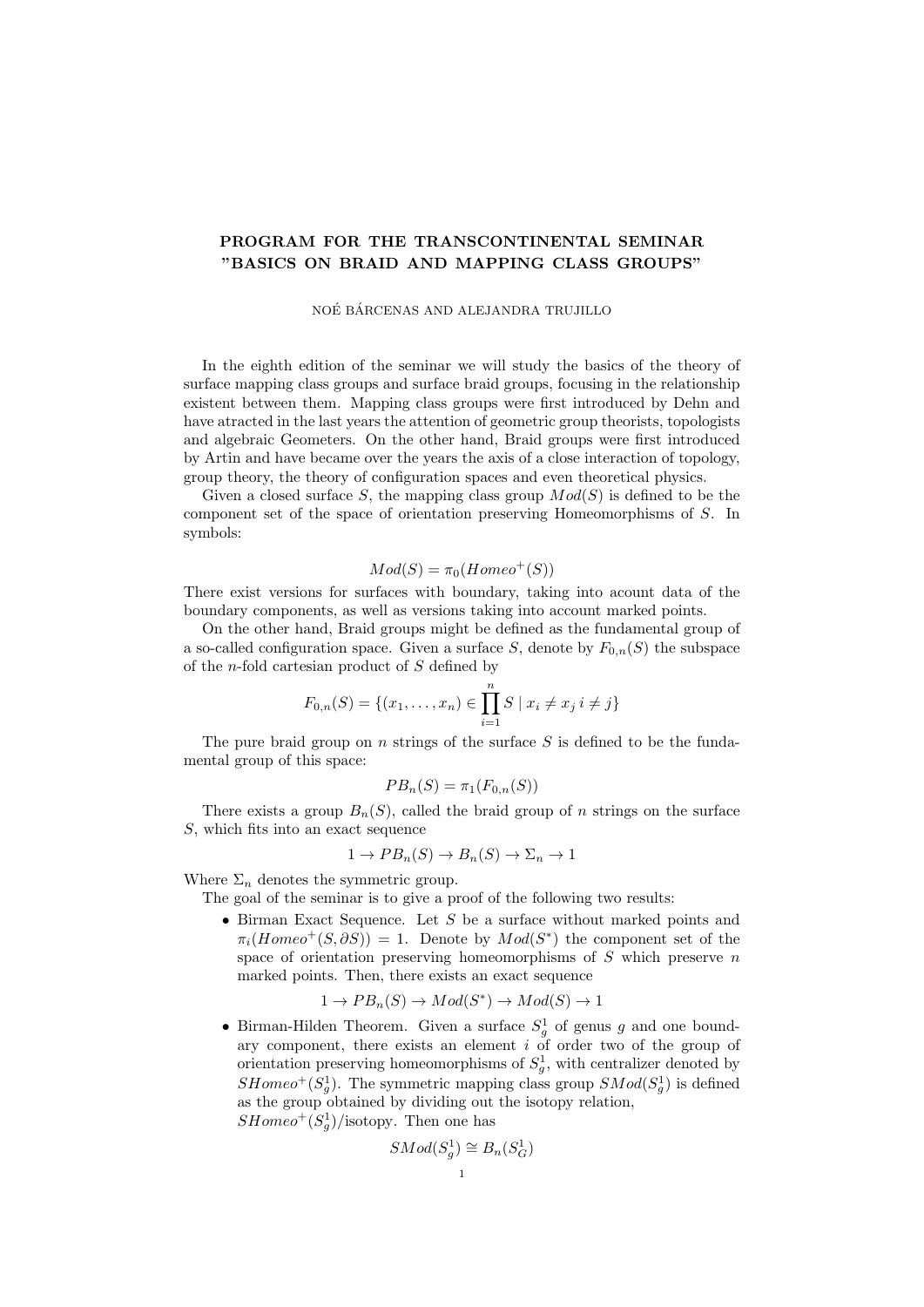# PROGRAM FOR THE TRANSCONTINENTAL SEMINAR "BASICS ON BRAID AND MAPPING CLASS GROUPS"

NOÉ BÁRCENAS AND ALEJANDRA TRUJILLO

In the eighth edition of the seminar we will study the basics of the theory of surface mapping class groups and surface braid groups, focusing in the relationship existent between them. Mapping class groups were first introduced by Dehn and have atracted in the last years the attention of geometric group theorists, topologists and algebraic Geometers. On the other hand, Braid groups were first introduced by Artin and have became over the years the axis of a close interaction of topology, group theory, the theory of configuration spaces and even theoretical physics.

Given a closed surface $S$, the mapping class group $Mod(S)$ is defined to be the component set of the space of orientation preserving Homeomorphisms of $S$. In symbols:

$$Mod(S) = \pi_0(Homeo^+(S))$$

There exist versions for surfaces with boundary, taking into acount data of the boundary components, as well as versions taking into account marked points.

On the other hand, Braid groups might be defined as the fundamental group of a so-called configuration space. Given a surface $S$, denote by $F_{0,n}(S)$ the subspace of the $n$-fold cartesian product of $S$ defined by

$$F_{0,n}(S) = \{(x_1, \ldots, x_n) \in \prod_{i=1}^{n} S \mid x_i \neq x_j \; i \neq j\}$$

The pure braid group on $n$ strings of the surface $S$ is defined to be the fundamental group of this space:

$$PB_n(S) = \pi_1(F_{0,n}(S))$$

There exists a group $B_n(S)$, called the braid group of $n$ strings on the surface $S$, which fits into an exact sequence

$$1 \to PB_n(S) \to B_n(S) \to \Sigma_n \to 1$$

Where $\Sigma_n$ denotes the symmetric group.

The goal of the seminar is to give a proof of the following two results:

- Birman Exact Sequence. Let $S$ be a surface without marked points and $\pi_i(Homeo^+(S, \partial S)) = 1$. Denote by $Mod(S^*)$ the component set of the space of orientation preserving homeomorphisms of $S$ which preserve $n$ marked points. Then, there exists an exact sequence

$$1 \to PB_n(S) \to Mod(S^*) \to Mod(S) \to 1$$

- Birman-Hilden Theorem. Given a surface $S^1_g$ of genus $g$ and one boundary component, there exists an element $i$ of order two of the group of orientation preserving homeomorphisms of $S^1_g$, with centralizer denoted by $SHomeo^+(S^1_g)$. The symmetric mapping class group $SMod(S^1_g)$ is defined as the group obtained by dividing out the isotopy relation, $SHomeo^+(S^1_g)$/isotopy. Then one has

$$SMod(S^1_g) \cong B_n(S^1_G)$$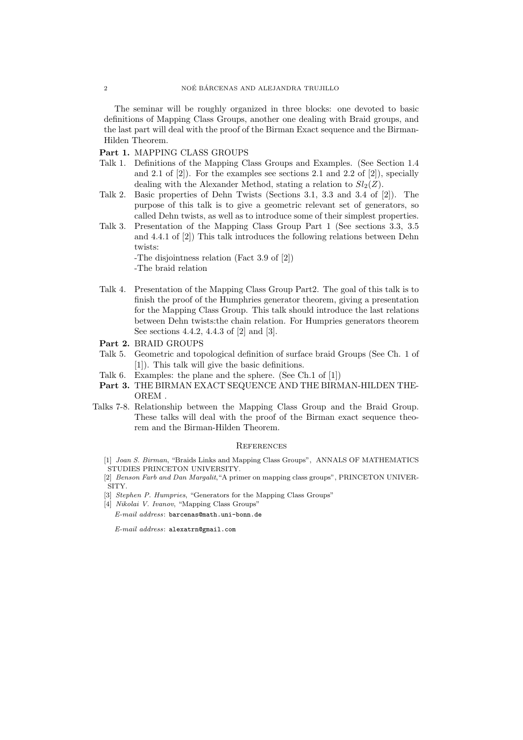The seminar will be roughly organized in three blocks: one devoted to basic definitions of Mapping Class Groups, another one dealing with Braid groups, and the last part will deal with the proof of the Birman Exact sequence and the Birman-Hilden Theorem.

**Part 1.** MAPPING CLASS GROUPS

Talk 1. Definitions of the Mapping Class Groups and Examples. (See Section 1.4 and 2.1 of [2]). For the examples see sections 2.1 and 2.2 of [2]), specially dealing with the Alexander Method, stating a relation to $Sl_2(Z)$.

Talk 2. Basic properties of Dehn Twists (Sections 3.1, 3.3 and 3.4 of [2]). The purpose of this talk is to give a geometric relevant set of generators, so called Dehn twists, as well as to introduce some of their simplest properties.

Talk 3. Presentation of the Mapping Class Group Part 1 (See sections 3.3, 3.5 and 4.4.1 of [2]) This talk introduces the following relations between Dehn twists:
-The disjointness relation (Fact 3.9 of [2])
-The braid relation

Talk 4. Presentation of the Mapping Class Group Part2. The goal of this talk is to finish the proof of the Humphries generator theorem, giving a presentation for the Mapping Class Group. This talk should introduce the last relations between Dehn twists:the chain relation. For Humpries generators theorem See sections 4.4.2, 4.4.3 of [2] and [3].

**Part 2.** BRAID GROUPS

Talk 5. Geometric and topological definition of surface braid Groups (See Ch. 1 of [1]). This talk will give the basic definitions.

Talk 6. Examples: the plane and the sphere. (See Ch.1 of [1])

**Part 3.** THE BIRMAN EXACT SEQUENCE AND THE BIRMAN-HILDEN THEOREM .

Talks 7-8. Relationship between the Mapping Class Group and the Braid Group. These talks will deal with the proof of the Birman exact sequence theorem and the Birman-Hilden Theorem.

## References

[1] *Joan S. Birman*, "Braids Links and Mapping Class Groups", ANNALS OF MATHEMATICS STUDIES PRINCETON UNIVERSITY.

[2] *Benson Farb and Dan Margalit*,"A primer on mapping class groups", PRINCETON UNIVERSITY.

[3] *Stephen P. Humpries*, "Generators for the Mapping Class Groups"

[4] *Nikolai V. Ivanov*, "Mapping Class Groups"

*E-mail address*: barcenas@math.uni-bonn.de

*E-mail address*: alexatrn@gmail.com